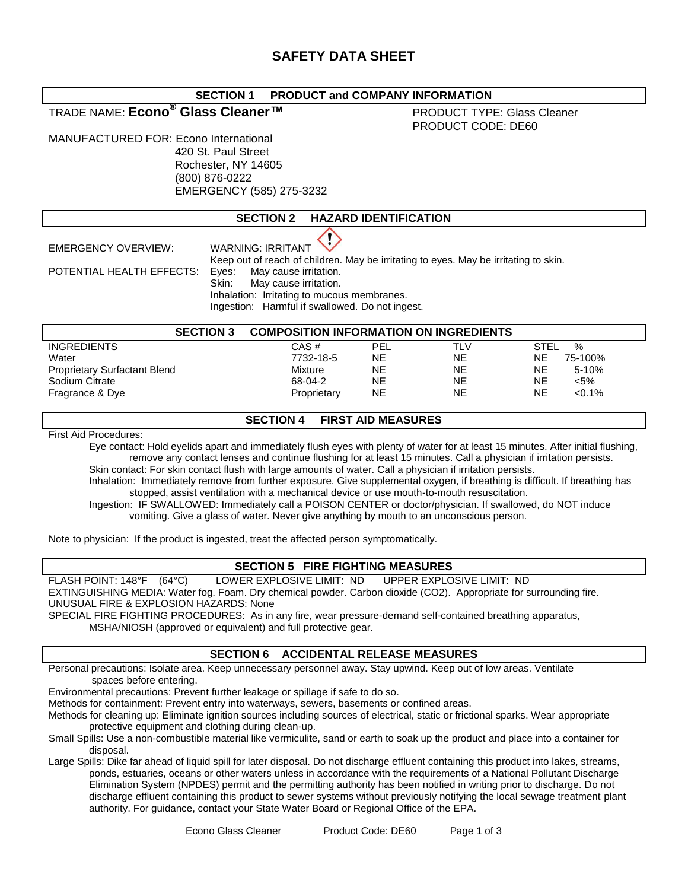# SAFETY DATA SHEET

## SECTION 1 PRODUCT and COMPANY INFORMATION

TRADE NAME: **Econo® Glass Cleaner™**

PRODUCT TYPE: Glass Cleaner
PRODUCT CODE: DE60

MANUFACTURED FOR: Econo International
420 St. Paul Street
Rochester, NY 14605
(800) 876-0222
EMERGENCY (585) 275-3232

## SECTION 2 HAZARD IDENTIFICATION

EMERGENCY OVERVIEW: WARNING: IRRITANT
Keep out of reach of children. May be irritating to eyes. May be irritating to skin.

POTENTIAL HEALTH EFFECTS:
Eyes: May cause irritation.
Skin: May cause irritation.
Inhalation: Irritating to mucous membranes.
Ingestion: Harmful if swallowed. Do not ingest.

## SECTION 3 COMPOSITION INFORMATION ON INGREDIENTS

| INGREDIENTS | CAS # | PEL | TLV | STEL | % |
|---|---|---|---|---|---|
| Water | 7732-18-5 | NE | NE | NE | 75-100% |
| Proprietary Surfactant Blend | Mixture | NE | NE | NE | 5-10% |
| Sodium Citrate | 68-04-2 | NE | NE | NE | <5% |
| Fragrance & Dye | Proprietary | NE | NE | NE | <0.1% |

## SECTION 4 FIRST AID MEASURES

First Aid Procedures:

Eye contact: Hold eyelids apart and immediately flush eyes with plenty of water for at least 15 minutes. After initial flushing, remove any contact lenses and continue flushing for at least 15 minutes. Call a physician if irritation persists.

Skin contact: For skin contact flush with large amounts of water. Call a physician if irritation persists.

Inhalation: Immediately remove from further exposure. Give supplemental oxygen, if breathing is difficult. If breathing has stopped, assist ventilation with a mechanical device or use mouth-to-mouth resuscitation.

Ingestion: IF SWALLOWED: Immediately call a POISON CENTER or doctor/physician. If swallowed, do NOT induce vomiting. Give a glass of water. Never give anything by mouth to an unconscious person.

Note to physician: If the product is ingested, treat the affected person symptomatically.

## SECTION 5 FIRE FIGHTING MEASURES

FLASH POINT: 148°F (64°C) LOWER EXPLOSIVE LIMIT: ND UPPER EXPLOSIVE LIMIT: ND

EXTINGUISHING MEDIA: Water fog. Foam. Dry chemical powder. Carbon dioxide ($CO_2$). Appropriate for surrounding fire.

UNUSUAL FIRE & EXPLOSION HAZARDS: None

SPECIAL FIRE FIGHTING PROCEDURES: As in any fire, wear pressure-demand self-contained breathing apparatus, MSHA/NIOSH (approved or equivalent) and full protective gear.

## SECTION 6 ACCIDENTAL RELEASE MEASURES

Personal precautions: Isolate area. Keep unnecessary personnel away. Stay upwind. Keep out of low areas. Ventilate spaces before entering.

Environmental precautions: Prevent further leakage or spillage if safe to do so.

Methods for containment: Prevent entry into waterways, sewers, basements or confined areas.

Methods for cleaning up: Eliminate ignition sources including sources of electrical, static or frictional sparks. Wear appropriate protective equipment and clothing during clean-up.

Small Spills: Use a non-combustible material like vermiculite, sand or earth to soak up the product and place into a container for disposal.

Large Spills: Dike far ahead of liquid spill for later disposal. Do not discharge effluent containing this product into lakes, streams, ponds, estuaries, oceans or other waters unless in accordance with the requirements of a National Pollutant Discharge Elimination System (NPDES) permit and the permitting authority has been notified in writing prior to discharge. Do not discharge effluent containing this product to sewer systems without previously notifying the local sewage treatment plant authority. For guidance, contact your State Water Board or Regional Office of the EPA.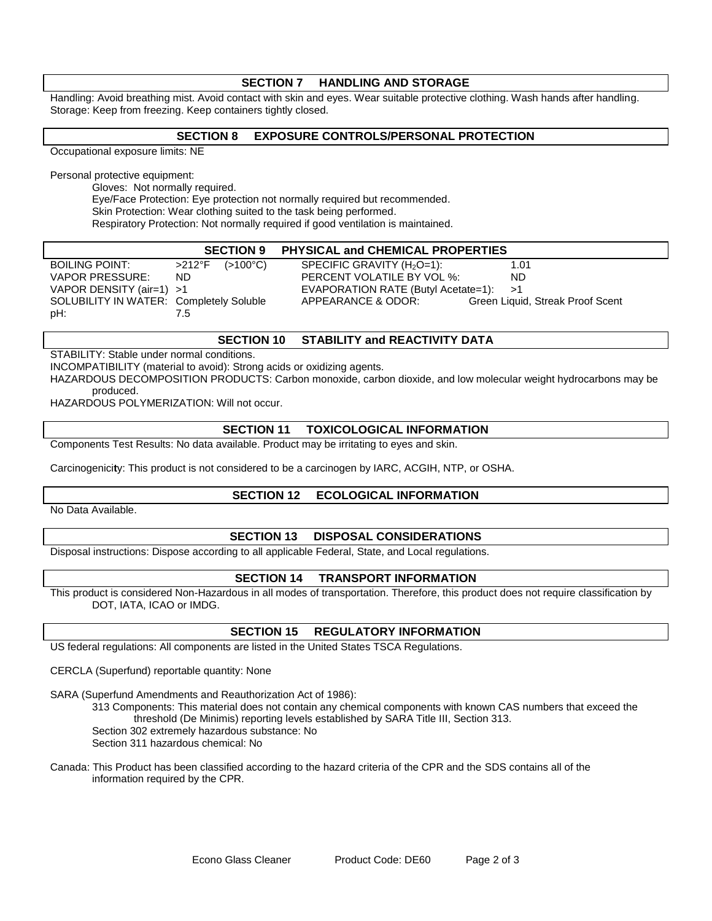## SECTION 7 HANDLING AND STORAGE

Handling: Avoid breathing mist. Avoid contact with skin and eyes. Wear suitable protective clothing. Wash hands after handling.
Storage: Keep from freezing. Keep containers tightly closed.

## SECTION 8 EXPOSURE CONTROLS/PERSONAL PROTECTION

Occupational exposure limits: NE

Personal protective equipment:

Gloves: Not normally required.
Eye/Face Protection: Eye protection not normally required but recommended.
Skin Protection: Wear clothing suited to the task being performed.
Respiratory Protection: Not normally required if good ventilation is maintained.

## SECTION 9 PHYSICAL and CHEMICAL PROPERTIES

| | | | |
|---|---|---|---|
| BOILING POINT: | >212°F (>100°C) | SPECIFIC GRAVITY ($H_2O$=1): | 1.01 |
| VAPOR PRESSURE: | ND | PERCENT VOLATILE BY VOL %: | ND |
| VAPOR DENSITY (air=1) | >1 | EVAPORATION RATE (Butyl Acetate=1): | >1 |
| SOLUBILITY IN WATER: | Completely Soluble | APPEARANCE & ODOR: | Green Liquid, Streak Proof Scent |
| pH: | 7.5 | | |

## SECTION 10 STABILITY and REACTIVITY DATA

STABILITY: Stable under normal conditions.
INCOMPATIBILITY (material to avoid): Strong acids or oxidizing agents.
HAZARDOUS DECOMPOSITION PRODUCTS: Carbon monoxide, carbon dioxide, and low molecular weight hydrocarbons may be produced.
HAZARDOUS POLYMERIZATION: Will not occur.

## SECTION 11 TOXICOLOGICAL INFORMATION

Components Test Results: No data available. Product may be irritating to eyes and skin.

Carcinogenicity: This product is not considered to be a carcinogen by IARC, ACGIH, NTP, or OSHA.

## SECTION 12 ECOLOGICAL INFORMATION

No Data Available.

## SECTION 13 DISPOSAL CONSIDERATIONS

Disposal instructions: Dispose according to all applicable Federal, State, and Local regulations.

## SECTION 14 TRANSPORT INFORMATION

This product is considered Non-Hazardous in all modes of transportation. Therefore, this product does not require classification by DOT, IATA, ICAO or IMDG.

## SECTION 15 REGULATORY INFORMATION

US federal regulations: All components are listed in the United States TSCA Regulations.

CERCLA (Superfund) reportable quantity: None

SARA (Superfund Amendments and Reauthorization Act of 1986):

313 Components: This material does not contain any chemical components with known CAS numbers that exceed the threshold (De Minimis) reporting levels established by SARA Title III, Section 313.
Section 302 extremely hazardous substance: No
Section 311 hazardous chemical: No

Canada: This Product has been classified according to the hazard criteria of the CPR and the SDS contains all of the information required by the CPR.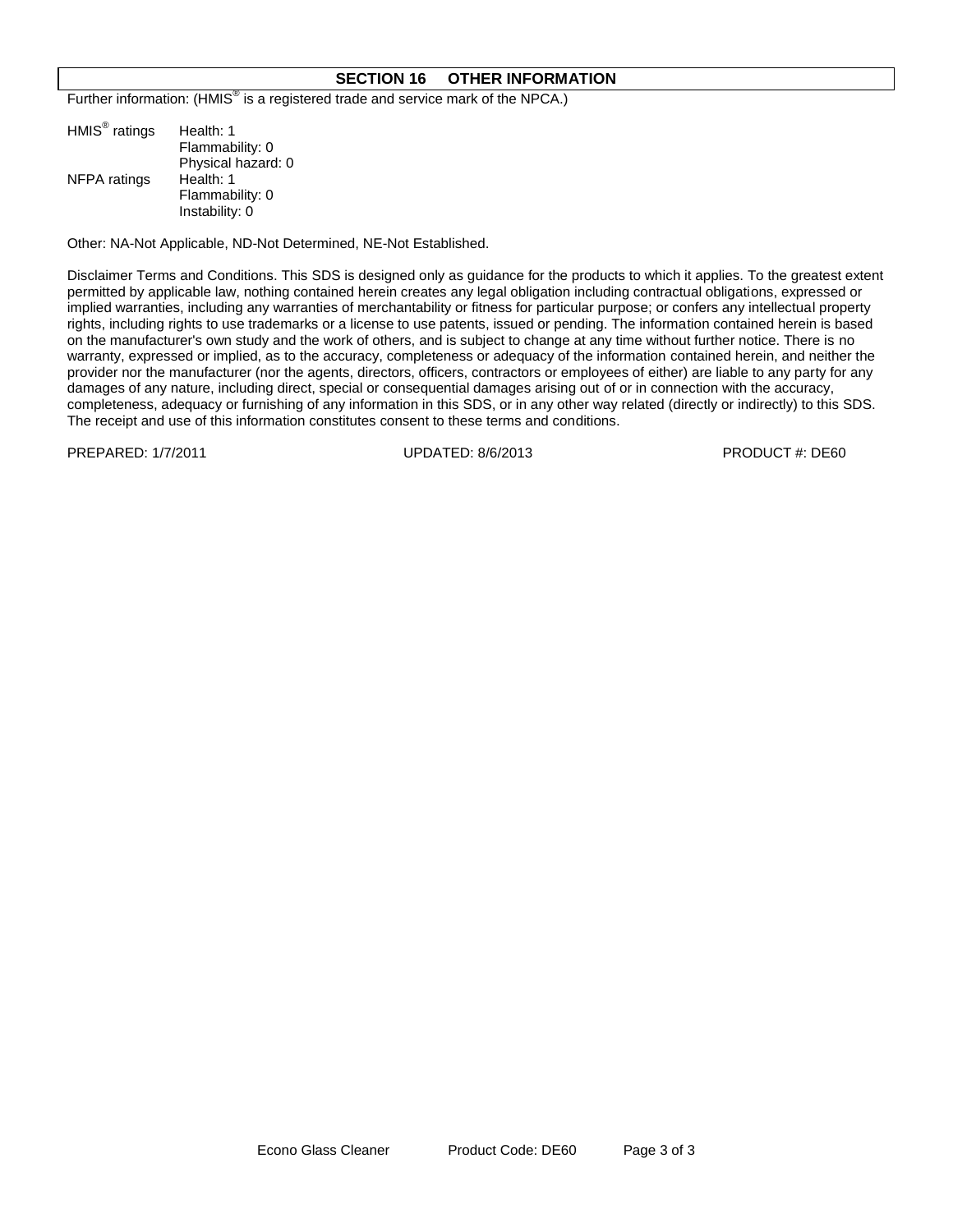## SECTION 16 OTHER INFORMATION

Further information: (HMIS® is a registered trade and service mark of the NPCA.)

| | |
|---|---|
| HMIS® ratings | Health: 1 |
| | Flammability: 0 |
| | Physical hazard: 0 |
| NFPA ratings | Health: 1 |
| | Flammability: 0 |
| | Instability: 0 |

Other: NA-Not Applicable, ND-Not Determined, NE-Not Established.

Disclaimer Terms and Conditions. This SDS is designed only as guidance for the products to which it applies. To the greatest extent permitted by applicable law, nothing contained herein creates any legal obligation including contractual obligations, expressed or implied warranties, including any warranties of merchantability or fitness for particular purpose; or confers any intellectual property rights, including rights to use trademarks or a license to use patents, issued or pending. The information contained herein is based on the manufacturer's own study and the work of others, and is subject to change at any time without further notice. There is no warranty, expressed or implied, as to the accuracy, completeness or adequacy of the information contained herein, and neither the provider nor the manufacturer (nor the agents, directors, officers, contractors or employees of either) are liable to any party for any damages of any nature, including direct, special or consequential damages arising out of or in connection with the accuracy, completeness, adequacy or furnishing of any information in this SDS, or in any other way related (directly or indirectly) to this SDS. The receipt and use of this information constitutes consent to these terms and conditions.

PREPARED: 1/7/2011 UPDATED: 8/6/2013 PRODUCT #: DE60